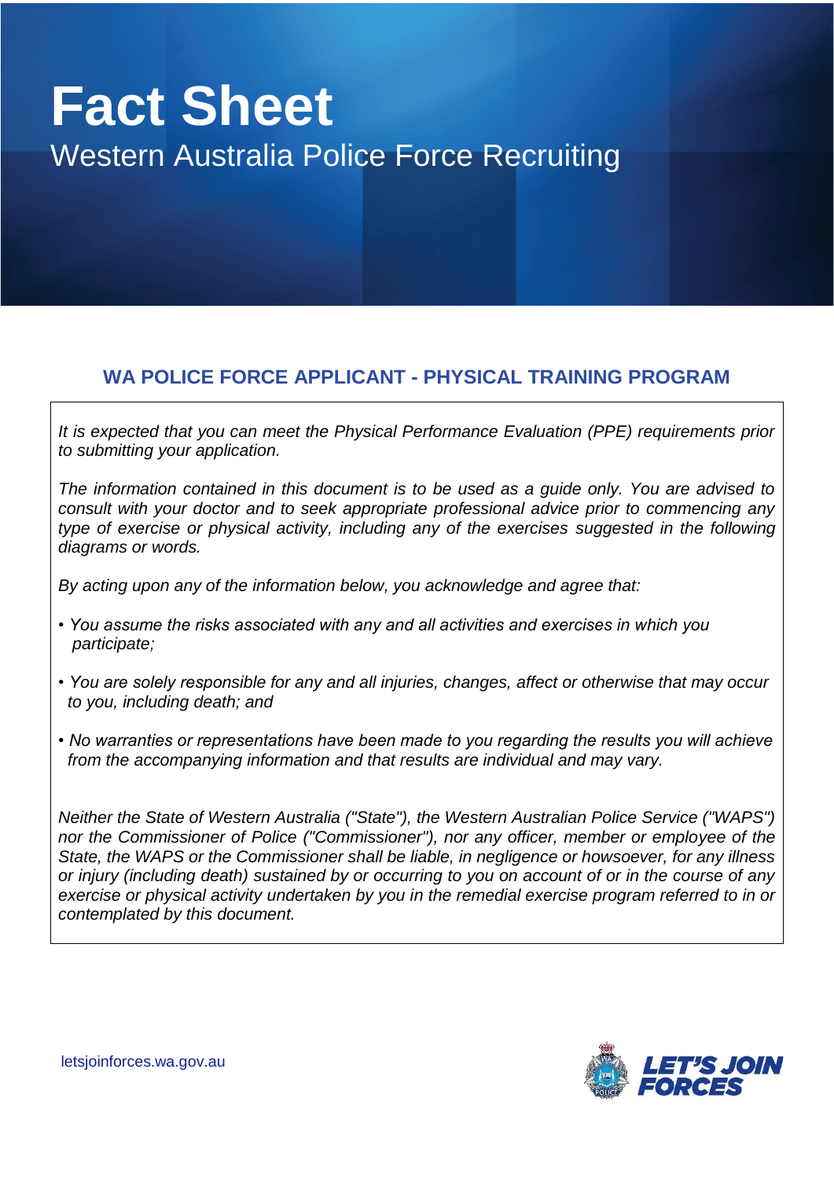# Fact Sheet

Western Australia Police Force Recruiting

## WA POLICE FORCE APPLICANT - PHYSICAL TRAINING PROGRAM

*It is expected that you can meet the Physical Performance Evaluation (PPE) requirements prior to submitting your application.*

*The information contained in this document is to be used as a guide only. You are advised to consult with your doctor and to seek appropriate professional advice prior to commencing any type of exercise or physical activity, including any of the exercises suggested in the following diagrams or words.*

*By acting upon any of the information below, you acknowledge and agree that:*

- *You assume the risks associated with any and all activities and exercises in which you participate;*
- *You are solely responsible for any and all injuries, changes, affect or otherwise that may occur to you, including death; and*
- *No warranties or representations have been made to you regarding the results you will achieve from the accompanying information and that results are individual and may vary.*

*Neither the State of Western Australia ("State"), the Western Australian Police Service ("WAPS") nor the Commissioner of Police ("Commissioner"), nor any officer, member or employee of the State, the WAPS or the Commissioner shall be liable, in negligence or howsoever, for any illness or injury (including death) sustained by or occurring to you on account of or in the course of any exercise or physical activity undertaken by you in the remedial exercise program referred to in or contemplated by this document.*

letsjoinforces.wa.gov.au

LET'S JOIN FORCES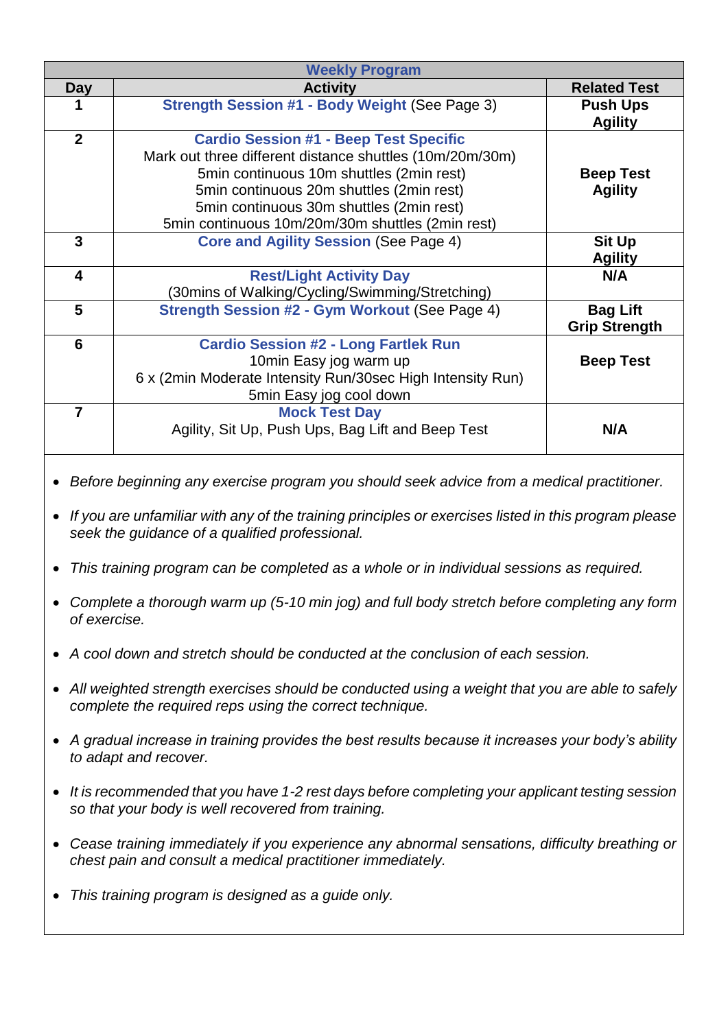| Weekly Program | | |
|---|---|---|
| **Day** | **Activity** | **Related Test** |
| **1** | **Strength Session #1 - Body Weight** (See Page 3) | **Push Ups**<br>**Agility** |
| **2** | **Cardio Session #1 - Beep Test Specific**<br>Mark out three different distance shuttles (10m/20m/30m)<br>5min continuous 10m shuttles (2min rest)<br>5min continuous 20m shuttles (2min rest)<br>5min continuous 30m shuttles (2min rest)<br>5min continuous 10m/20m/30m shuttles (2min rest) | **Beep Test**<br>**Agility** |
| **3** | **Core and Agility Session** (See Page 4) | **Sit Up**<br>**Agility** |
| **4** | **Rest/Light Activity Day**<br>(30mins of Walking/Cycling/Swimming/Stretching) | **N/A** |
| **5** | **Strength Session #2 - Gym Workout** (See Page 4) | **Bag Lift**<br>**Grip Strength** |
| **6** | **Cardio Session #2 - Long Fartlek Run**<br>10min Easy jog warm up<br>6 x (2min Moderate Intensity Run/30sec High Intensity Run)<br>5min Easy jog cool down | **Beep Test** |
| **7** | **Mock Test Day**<br>Agility, Sit Up, Push Ups, Bag Lift and Beep Test | **N/A** |

- *Before beginning any exercise program you should seek advice from a medical practitioner.*
- *If you are unfamiliar with any of the training principles or exercises listed in this program please seek the guidance of a qualified professional.*
- *This training program can be completed as a whole or in individual sessions as required.*
- *Complete a thorough warm up (5-10 min jog) and full body stretch before completing any form of exercise.*
- *A cool down and stretch should be conducted at the conclusion of each session.*
- *All weighted strength exercises should be conducted using a weight that you are able to safely complete the required reps using the correct technique.*
- *A gradual increase in training provides the best results because it increases your body's ability to adapt and recover.*
- *It is recommended that you have 1-2 rest days before completing your applicant testing session so that your body is well recovered from training.*
- *Cease training immediately if you experience any abnormal sensations, difficulty breathing or chest pain and consult a medical practitioner immediately.*
- *This training program is designed as a guide only.*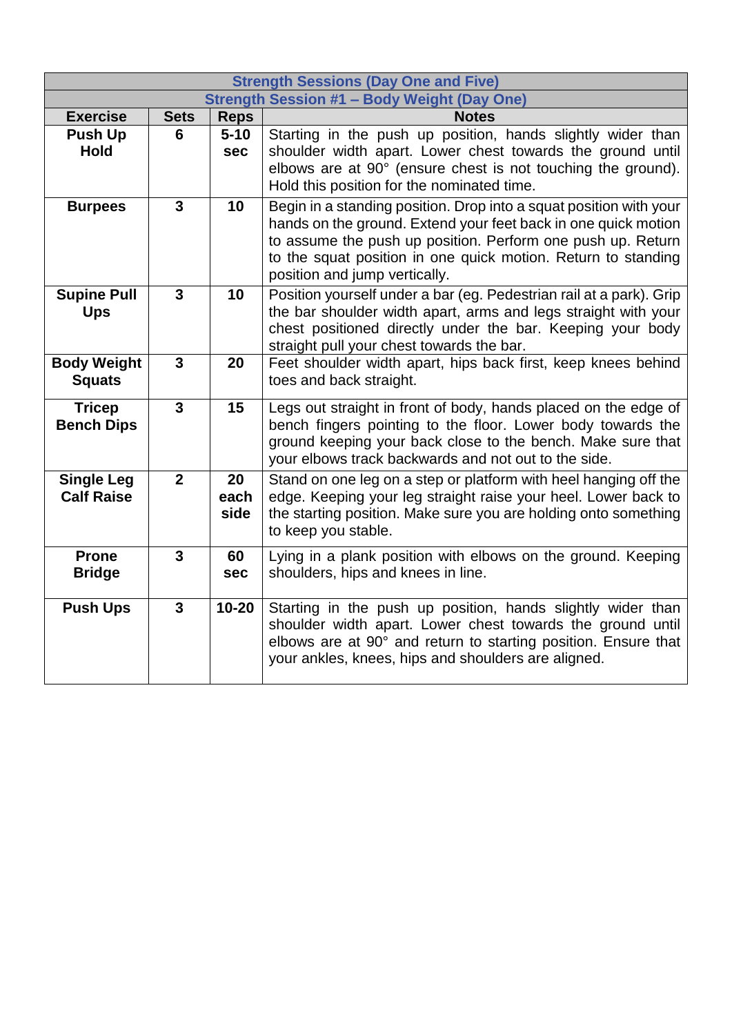| Strength Sessions (Day One and Five) | | | |
|---|---|---|---|
| Strength Session #1 – Body Weight (Day One) | | | |
| **Exercise** | **Sets** | **Reps** | **Notes** |
| **Push Up Hold** | **6** | **5-10 sec** | Starting in the push up position, hands slightly wider than shoulder width apart. Lower chest towards the ground until elbows are at 90° (ensure chest is not touching the ground). Hold this position for the nominated time. |
| **Burpees** | **3** | **10** | Begin in a standing position. Drop into a squat position with your hands on the ground. Extend your feet back in one quick motion to assume the push up position. Perform one push up. Return to the squat position in one quick motion. Return to standing position and jump vertically. |
| **Supine Pull Ups** | **3** | **10** | Position yourself under a bar (eg. Pedestrian rail at a park). Grip the bar shoulder width apart, arms and legs straight with your chest positioned directly under the bar. Keeping your body straight pull your chest towards the bar. |
| **Body Weight Squats** | **3** | **20** | Feet shoulder width apart, hips back first, keep knees behind toes and back straight. |
| **Tricep Bench Dips** | **3** | **15** | Legs out straight in front of body, hands placed on the edge of bench fingers pointing to the floor. Lower body towards the ground keeping your back close to the bench. Make sure that your elbows track backwards and not out to the side. |
| **Single Leg Calf Raise** | **2** | **20 each side** | Stand on one leg on a step or platform with heel hanging off the edge. Keeping your leg straight raise your heel. Lower back to the starting position. Make sure you are holding onto something to keep you stable. |
| **Prone Bridge** | **3** | **60 sec** | Lying in a plank position with elbows on the ground. Keeping shoulders, hips and knees in line. |
| **Push Ups** | **3** | **10-20** | Starting in the push up position, hands slightly wider than shoulder width apart. Lower chest towards the ground until elbows are at 90° and return to starting position. Ensure that your ankles, knees, hips and shoulders are aligned. |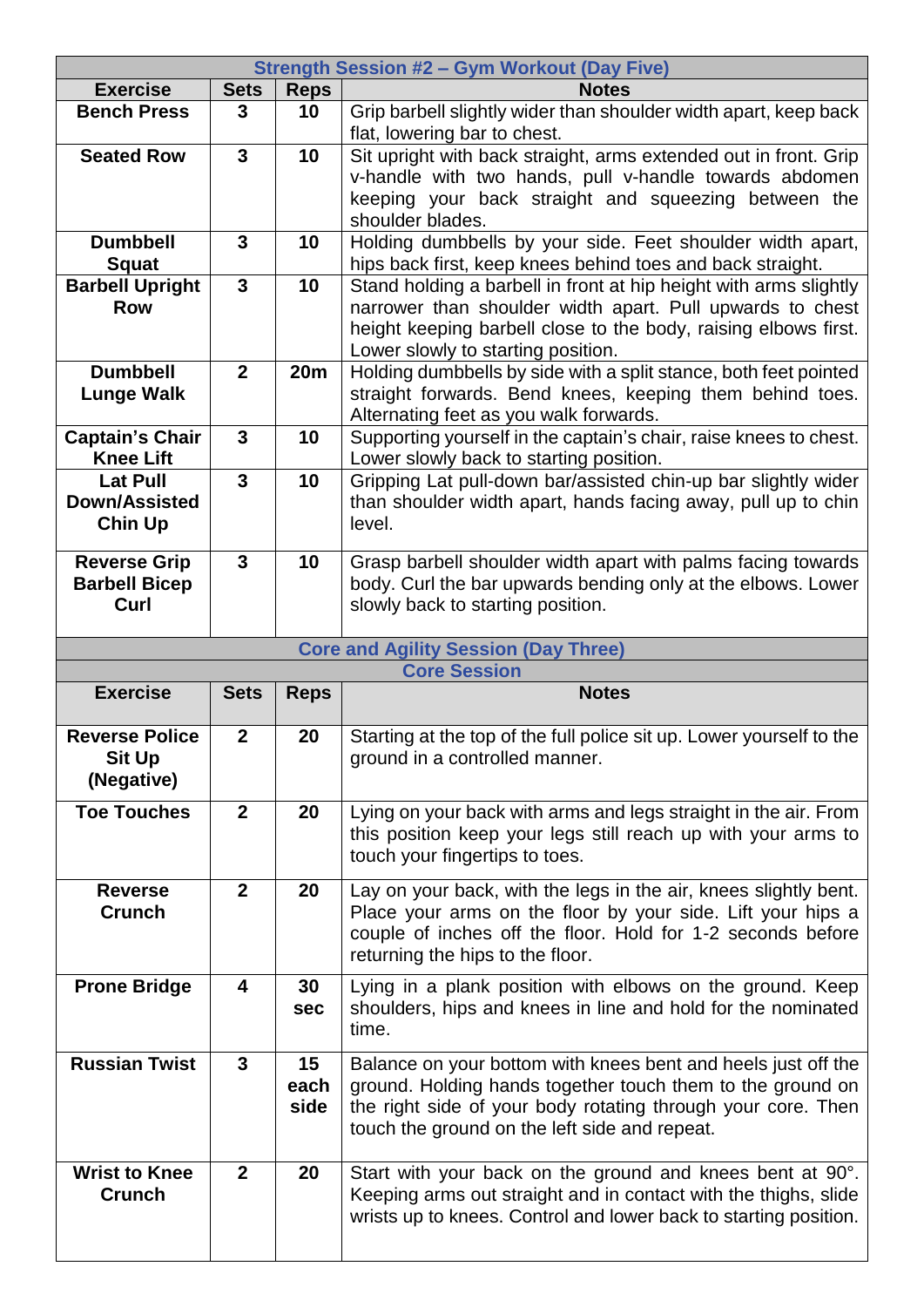## Strength Session #2 – Gym Workout (Day Five)

| Exercise | Sets | Reps | Notes |
|---|---|---|---|
| **Bench Press** | **3** | **10** | Grip barbell slightly wider than shoulder width apart, keep back flat, lowering bar to chest. |
| **Seated Row** | **3** | **10** | Sit upright with back straight, arms extended out in front. Grip v-handle with two hands, pull v-handle towards abdomen keeping your back straight and squeezing between the shoulder blades. |
| **Dumbbell Squat** | **3** | **10** | Holding dumbbells by your side. Feet shoulder width apart, hips back first, keep knees behind toes and back straight. |
| **Barbell Upright Row** | **3** | **10** | Stand holding a barbell in front at hip height with arms slightly narrower than shoulder width apart. Pull upwards to chest height keeping barbell close to the body, raising elbows first. Lower slowly to starting position. |
| **Dumbbell Lunge Walk** | **2** | **20m** | Holding dumbbells by side with a split stance, both feet pointed straight forwards. Bend knees, keeping them behind toes. Alternating feet as you walk forwards. |
| **Captain's Chair Knee Lift** | **3** | **10** | Supporting yourself in the captain's chair, raise knees to chest. Lower slowly back to starting position. |
| **Lat Pull Down/Assisted Chin Up** | **3** | **10** | Gripping Lat pull-down bar/assisted chin-up bar slightly wider than shoulder width apart, hands facing away, pull up to chin level. |
| **Reverse Grip Barbell Bicep Curl** | **3** | **10** | Grasp barbell shoulder width apart with palms facing towards body. Curl the bar upwards bending only at the elbows. Lower slowly back to starting position. |

## Core and Agility Session (Day Three)

### Core Session

| Exercise | Sets | Reps | Notes |
|---|---|---|---|
| **Reverse Police Sit Up (Negative)** | **2** | **20** | Starting at the top of the full police sit up. Lower yourself to the ground in a controlled manner. |
| **Toe Touches** | **2** | **20** | Lying on your back with arms and legs straight in the air. From this position keep your legs still reach up with your arms to touch your fingertips to toes. |
| **Reverse Crunch** | **2** | **20** | Lay on your back, with the legs in the air, knees slightly bent. Place your arms on the floor by your side. Lift your hips a couple of inches off the floor. Hold for 1-2 seconds before returning the hips to the floor. |
| **Prone Bridge** | **4** | **30 sec** | Lying in a plank position with elbows on the ground. Keep shoulders, hips and knees in line and hold for the nominated time. |
| **Russian Twist** | **3** | **15 each side** | Balance on your bottom with knees bent and heels just off the ground. Holding hands together touch them to the ground on the right side of your body rotating through your core. Then touch the ground on the left side and repeat. |
| **Wrist to Knee Crunch** | **2** | **20** | Start with your back on the ground and knees bent at 90°. Keeping arms out straight and in contact with the thighs, slide wrists up to knees. Control and lower back to starting position. |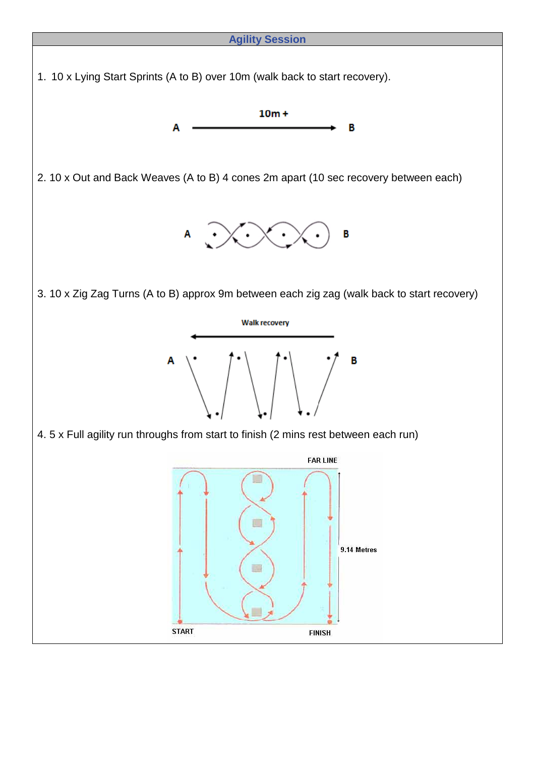## Agility Session

1. 10 x Lying Start Sprints (A to B) over 10m (walk back to start recovery).

A

10m +

B

2. 10 x Out and Back Weaves (A to B) 4 cones 2m apart (10 sec recovery between each)

A

B

3. 10 x Zig Zag Turns (A to B) approx 9m between each zig zag (walk back to start recovery)

Walk recovery

A

B

4. 5 x Full agility run throughs from start to finish (2 mins rest between each run)

FAR LINE

9.14 Metres

START

FINISH